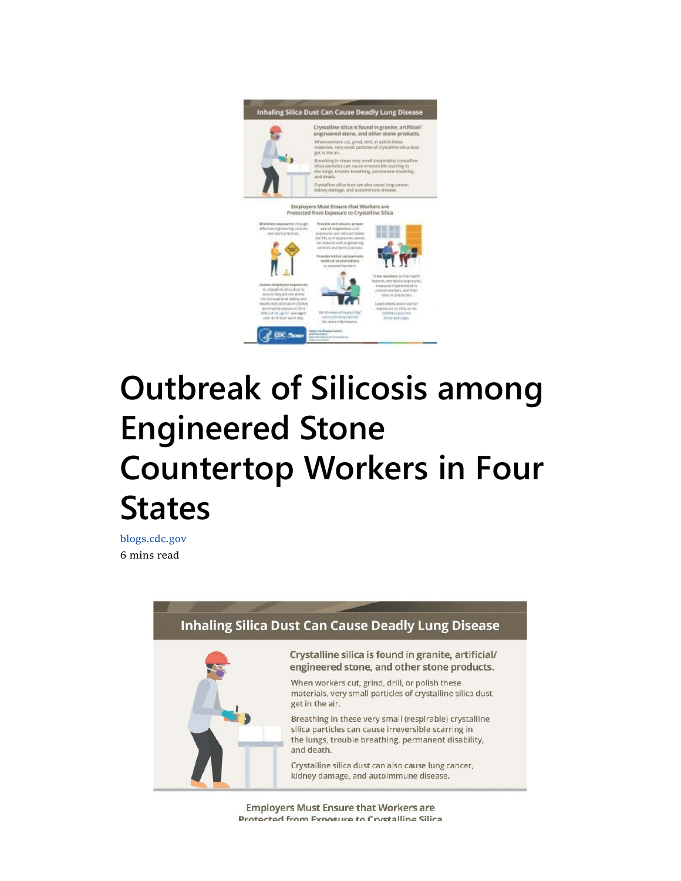# Outbreak of Silicosis among Engineered Stone Countertop Workers in Four States

blogs.cdc.gov
6 mins read

## Inhaling Silica Dust Can Cause Deadly Lung Disease

Crystalline silica is found in granite, artificial/ engineered stone, and other stone products.

When workers cut, grind, drill, or polish these materials, very small particles of crystalline silica dust get in the air.

Breathing in these very small (respirable) crystalline silica particles can cause irreversible scarring in the lungs, trouble breathing, permanent disability, and death.

Crystalline silica dust can also cause lung cancer, kidney damage, and autoimmune disease.

Employers Must Ensure that Workers are Protected from Exposure to Crystalline Silica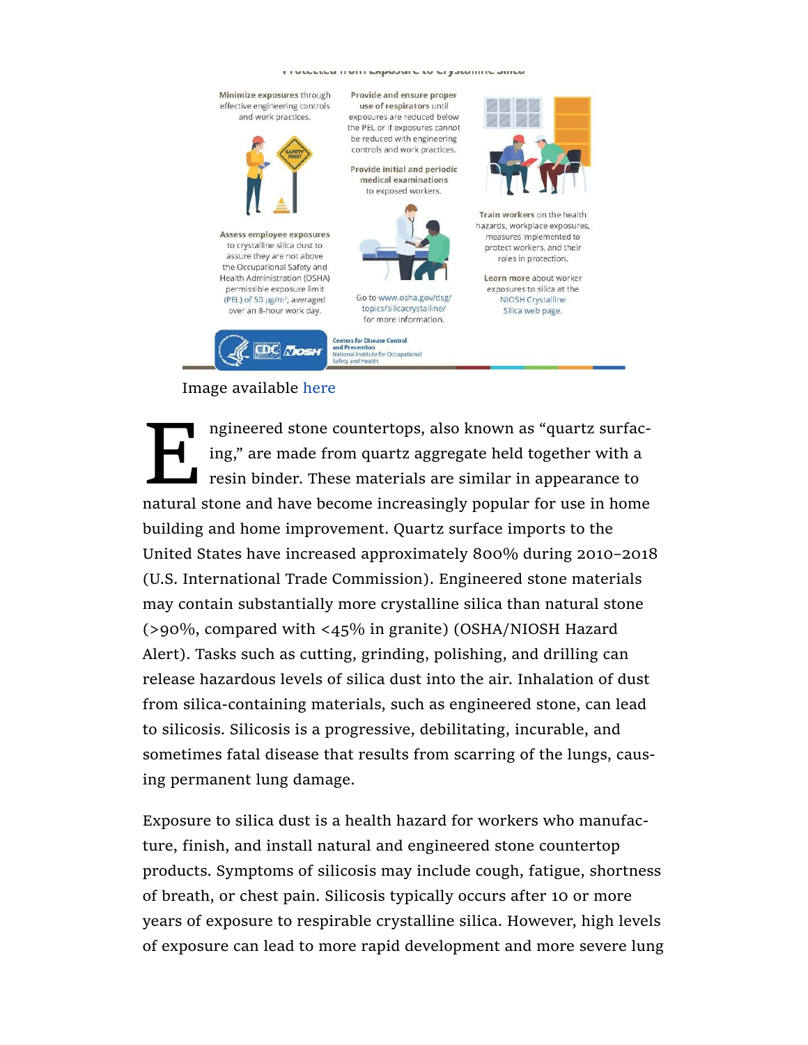Minimize exposures through effective engineering controls and work practices.

Assess employee exposures to crystalline silica dust to assure they are not above the Occupational Safety and Health Administration (OSHA) permissible exposure limit (PEL) of 50 µg/m³, averaged over an 8-hour work day.

Provide and ensure proper use of respirators until exposures are reduced below the PEL or if exposures cannot be reduced with engineering controls and work practices.

Provide initial and periodic medical examinations to exposed workers.

Go to www.osha.gov/dsg/topics/silicacrystalline/ for more information.

Train workers on the health hazards, workplace exposures, measures implemented to protect workers, and their roles in protection.

Learn more about worker exposures to silica at the NIOSH Crystalline Silica web page.

Centers for Disease Control and Prevention
National Institute for Occupational Safety and Health

Image available here

Engineered stone countertops, also known as "quartz surfacing," are made from quartz aggregate held together with a resin binder. These materials are similar in appearance to natural stone and have become increasingly popular for use in home building and home improvement. Quartz surface imports to the United States have increased approximately 800% during 2010–2018 (U.S. International Trade Commission). Engineered stone materials may contain substantially more crystalline silica than natural stone (>90%, compared with <45% in granite) (OSHA/NIOSH Hazard Alert). Tasks such as cutting, grinding, polishing, and drilling can release hazardous levels of silica dust into the air. Inhalation of dust from silica-containing materials, such as engineered stone, can lead to silicosis. Silicosis is a progressive, debilitating, incurable, and sometimes fatal disease that results from scarring of the lungs, causing permanent lung damage.

Exposure to silica dust is a health hazard for workers who manufacture, finish, and install natural and engineered stone countertop products. Symptoms of silicosis may include cough, fatigue, shortness of breath, or chest pain. Silicosis typically occurs after 10 or more years of exposure to respirable crystalline silica. However, high levels of exposure can lead to more rapid development and more severe lung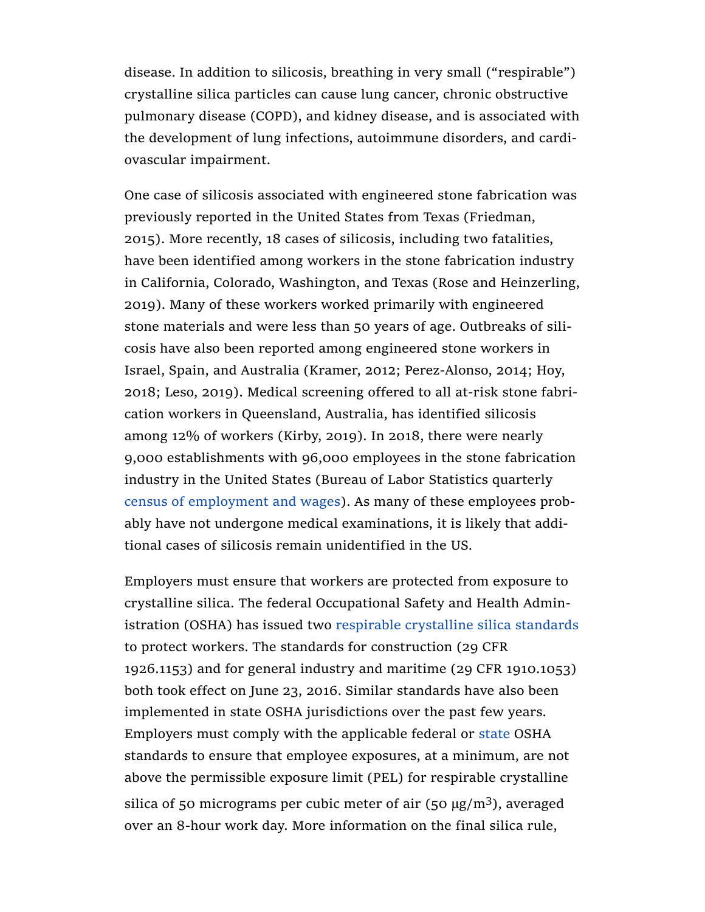disease. In addition to silicosis, breathing in very small ("respirable") crystalline silica particles can cause lung cancer, chronic obstructive pulmonary disease (COPD), and kidney disease, and is associated with the development of lung infections, autoimmune disorders, and cardiovascular impairment.

One case of silicosis associated with engineered stone fabrication was previously reported in the United States from Texas (Friedman, 2015). More recently, 18 cases of silicosis, including two fatalities, have been identified among workers in the stone fabrication industry in California, Colorado, Washington, and Texas (Rose and Heinzerling, 2019). Many of these workers worked primarily with engineered stone materials and were less than 50 years of age. Outbreaks of silicosis have also been reported among engineered stone workers in Israel, Spain, and Australia (Kramer, 2012; Perez-Alonso, 2014; Hoy, 2018; Leso, 2019). Medical screening offered to all at-risk stone fabrication workers in Queensland, Australia, has identified silicosis among 12% of workers (Kirby, 2019). In 2018, there were nearly 9,000 establishments with 96,000 employees in the stone fabrication industry in the United States (Bureau of Labor Statistics quarterly census of employment and wages). As many of these employees probably have not undergone medical examinations, it is likely that additional cases of silicosis remain unidentified in the US.

Employers must ensure that workers are protected from exposure to crystalline silica. The federal Occupational Safety and Health Administration (OSHA) has issued two respirable crystalline silica standards to protect workers. The standards for construction (29 CFR 1926.1153) and for general industry and maritime (29 CFR 1910.1053) both took effect on June 23, 2016. Similar standards have also been implemented in state OSHA jurisdictions over the past few years. Employers must comply with the applicable federal or state OSHA standards to ensure that employee exposures, at a minimum, are not above the permissible exposure limit (PEL) for respirable crystalline silica of 50 micrograms per cubic meter of air (50 $\mu g/m^3$), averaged over an 8-hour work day. More information on the final silica rule,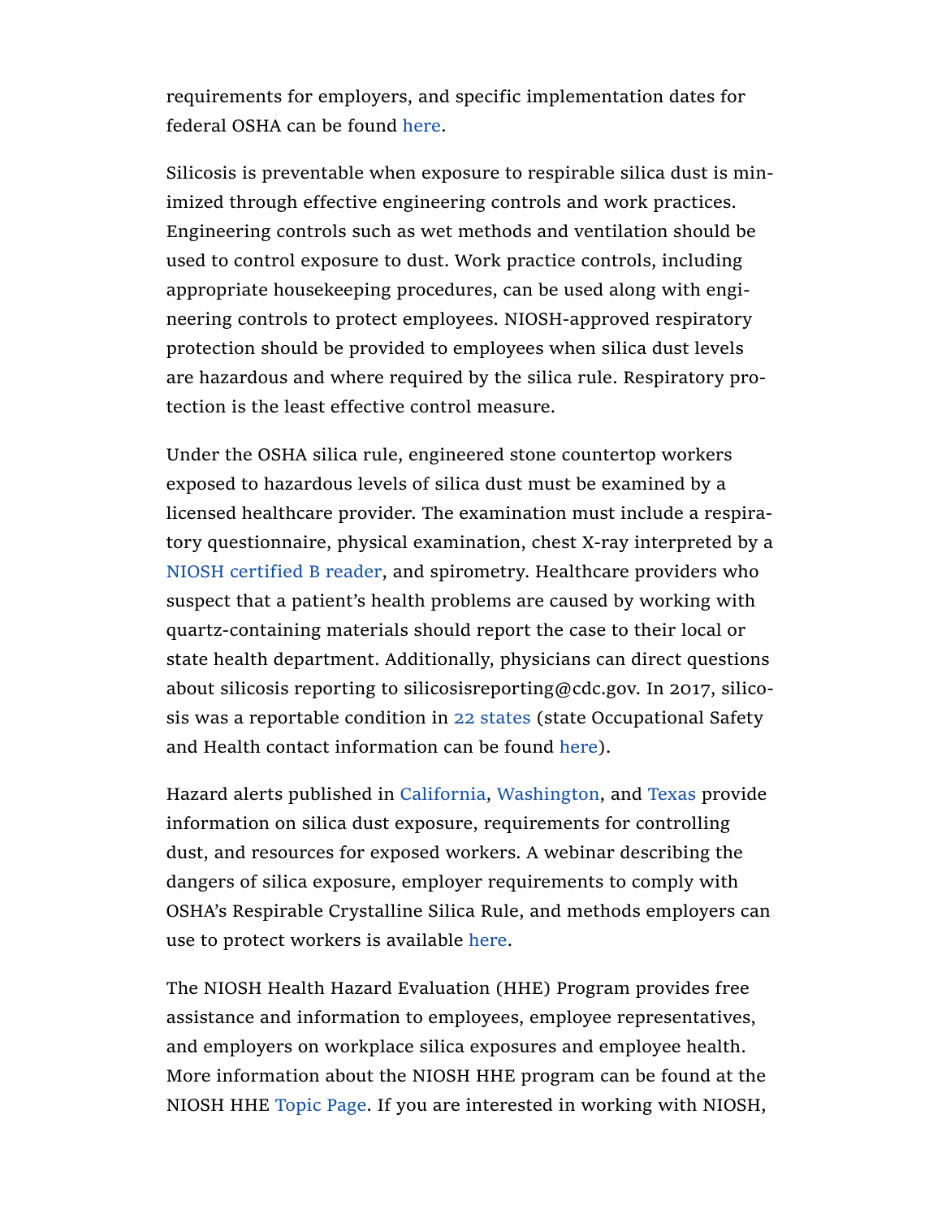requirements for employers, and specific implementation dates for federal OSHA can be found here.

Silicosis is preventable when exposure to respirable silica dust is minimized through effective engineering controls and work practices. Engineering controls such as wet methods and ventilation should be used to control exposure to dust. Work practice controls, including appropriate housekeeping procedures, can be used along with engineering controls to protect employees. NIOSH-approved respiratory protection should be provided to employees when silica dust levels are hazardous and where required by the silica rule. Respiratory protection is the least effective control measure.

Under the OSHA silica rule, engineered stone countertop workers exposed to hazardous levels of silica dust must be examined by a licensed healthcare provider. The examination must include a respiratory questionnaire, physical examination, chest X-ray interpreted by a NIOSH certified B reader, and spirometry. Healthcare providers who suspect that a patient's health problems are caused by working with quartz-containing materials should report the case to their local or state health department. Additionally, physicians can direct questions about silicosis reporting to silicosisreporting@cdc.gov. In 2017, silicosis was a reportable condition in 22 states (state Occupational Safety and Health contact information can be found here).

Hazard alerts published in California, Washington, and Texas provide information on silica dust exposure, requirements for controlling dust, and resources for exposed workers. A webinar describing the dangers of silica exposure, employer requirements to comply with OSHA's Respirable Crystalline Silica Rule, and methods employers can use to protect workers is available here.

The NIOSH Health Hazard Evaluation (HHE) Program provides free assistance and information to employees, employee representatives, and employers on workplace silica exposures and employee health. More information about the NIOSH HHE program can be found at the NIOSH HHE Topic Page. If you are interested in working with NIOSH,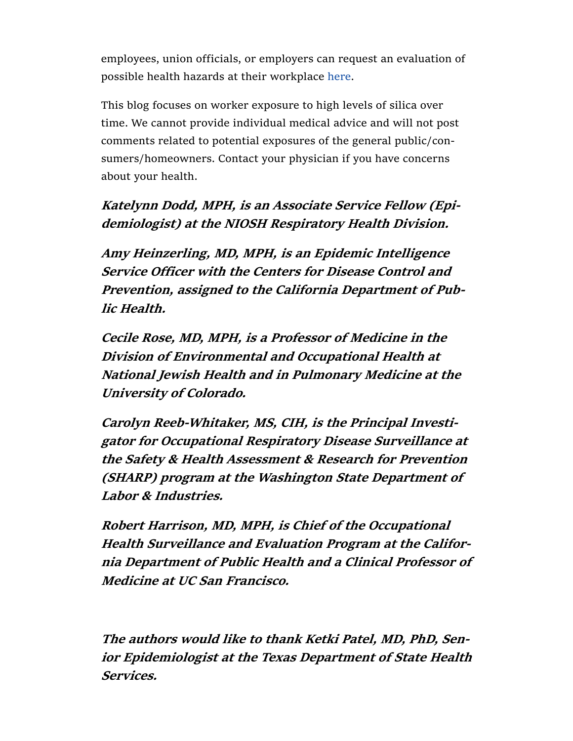employees, union officials, or employers can request an evaluation of possible health hazards at their workplace here.

This blog focuses on worker exposure to high levels of silica over time. We cannot provide individual medical advice and will not post comments related to potential exposures of the general public/consumers/homeowners. Contact your physician if you have concerns about your health.

***Katelynn Dodd, MPH, is an Associate Service Fellow (Epidemiologist) at the NIOSH Respiratory Health Division.***

***Amy Heinzerling, MD, MPH, is an Epidemic Intelligence Service Officer with the Centers for Disease Control and Prevention, assigned to the California Department of Public Health.***

***Cecile Rose, MD, MPH, is a Professor of Medicine in the Division of Environmental and Occupational Health at National Jewish Health and in Pulmonary Medicine at the University of Colorado.***

***Carolyn Reeb-Whitaker, MS, CIH, is the Principal Investigator for Occupational Respiratory Disease Surveillance at the Safety & Health Assessment & Research for Prevention (SHARP) program at the Washington State Department of Labor & Industries.***

***Robert Harrison, MD, MPH, is Chief of the Occupational Health Surveillance and Evaluation Program at the California Department of Public Health and a Clinical Professor of Medicine at UC San Francisco.***

***The authors would like to thank Ketki Patel, MD, PhD, Senior Epidemiologist at the Texas Department of State Health Services.***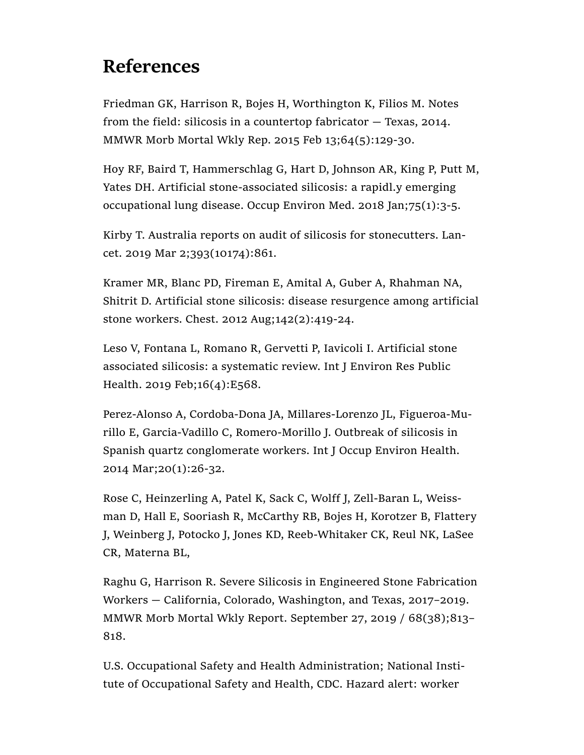## References

Friedman GK, Harrison R, Bojes H, Worthington K, Filios M. Notes from the field: silicosis in a countertop fabricator — Texas, 2014. MMWR Morb Mortal Wkly Rep. 2015 Feb 13;64(5):129-30.

Hoy RF, Baird T, Hammerschlag G, Hart D, Johnson AR, King P, Putt M, Yates DH. Artificial stone-associated silicosis: a rapidl.y emerging occupational lung disease. Occup Environ Med. 2018 Jan;75(1):3-5.

Kirby T. Australia reports on audit of silicosis for stonecutters. Lancet. 2019 Mar 2;393(10174):861.

Kramer MR, Blanc PD, Fireman E, Amital A, Guber A, Rhahman NA, Shitrit D. Artificial stone silicosis: disease resurgence among artificial stone workers. Chest. 2012 Aug;142(2):419-24.

Leso V, Fontana L, Romano R, Gervetti P, Iavicoli I. Artificial stone associated silicosis: a systematic review. Int J Environ Res Public Health. 2019 Feb;16(4):E568.

Perez-Alonso A, Cordoba-Dona JA, Millares-Lorenzo JL, Figueroa-Murillo E, Garcia-Vadillo C, Romero-Morillo J. Outbreak of silicosis in Spanish quartz conglomerate workers. Int J Occup Environ Health. 2014 Mar;20(1):26-32.

Rose C, Heinzerling A, Patel K, Sack C, Wolff J, Zell-Baran L, Weissman D, Hall E, Sooriash R, McCarthy RB, Bojes H, Korotzer B, Flattery J, Weinberg J, Potocko J, Jones KD, Reeb-Whitaker CK, Reul NK, LaSee CR, Materna BL,

Raghu G, Harrison R. Severe Silicosis in Engineered Stone Fabrication Workers — California, Colorado, Washington, and Texas, 2017–2019. MMWR Morb Mortal Wkly Report. September 27, 2019 / 68(38);813–818.

U.S. Occupational Safety and Health Administration; National Institute of Occupational Safety and Health, CDC. Hazard alert: worker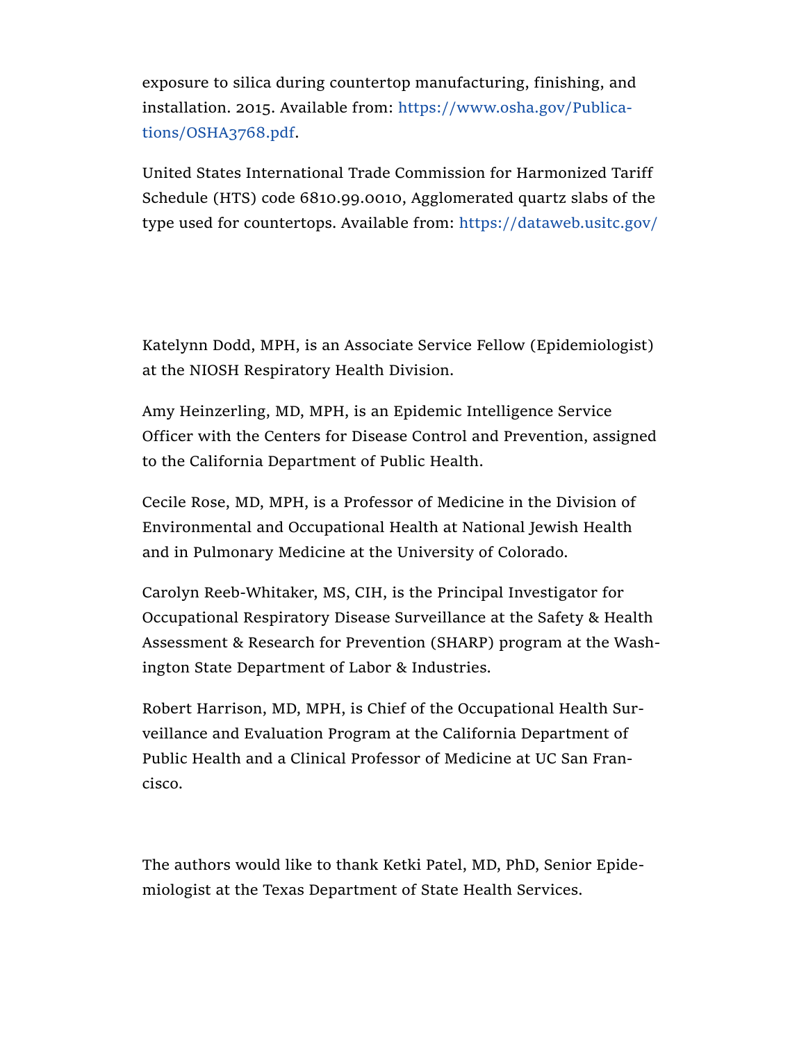exposure to silica during countertop manufacturing, finishing, and installation. 2015. Available from: https://www.osha.gov/Publications/OSHA3768.pdf.

United States International Trade Commission for Harmonized Tariff Schedule (HTS) code 6810.99.0010, Agglomerated quartz slabs of the type used for countertops. Available from: https://dataweb.usitc.gov/

Katelynn Dodd, MPH, is an Associate Service Fellow (Epidemiologist) at the NIOSH Respiratory Health Division.

Amy Heinzerling, MD, MPH, is an Epidemic Intelligence Service Officer with the Centers for Disease Control and Prevention, assigned to the California Department of Public Health.

Cecile Rose, MD, MPH, is a Professor of Medicine in the Division of Environmental and Occupational Health at National Jewish Health and in Pulmonary Medicine at the University of Colorado.

Carolyn Reeb-Whitaker, MS, CIH, is the Principal Investigator for Occupational Respiratory Disease Surveillance at the Safety & Health Assessment & Research for Prevention (SHARP) program at the Washington State Department of Labor & Industries.

Robert Harrison, MD, MPH, is Chief of the Occupational Health Surveillance and Evaluation Program at the California Department of Public Health and a Clinical Professor of Medicine at UC San Francisco.

The authors would like to thank Ketki Patel, MD, PhD, Senior Epidemiologist at the Texas Department of State Health Services.